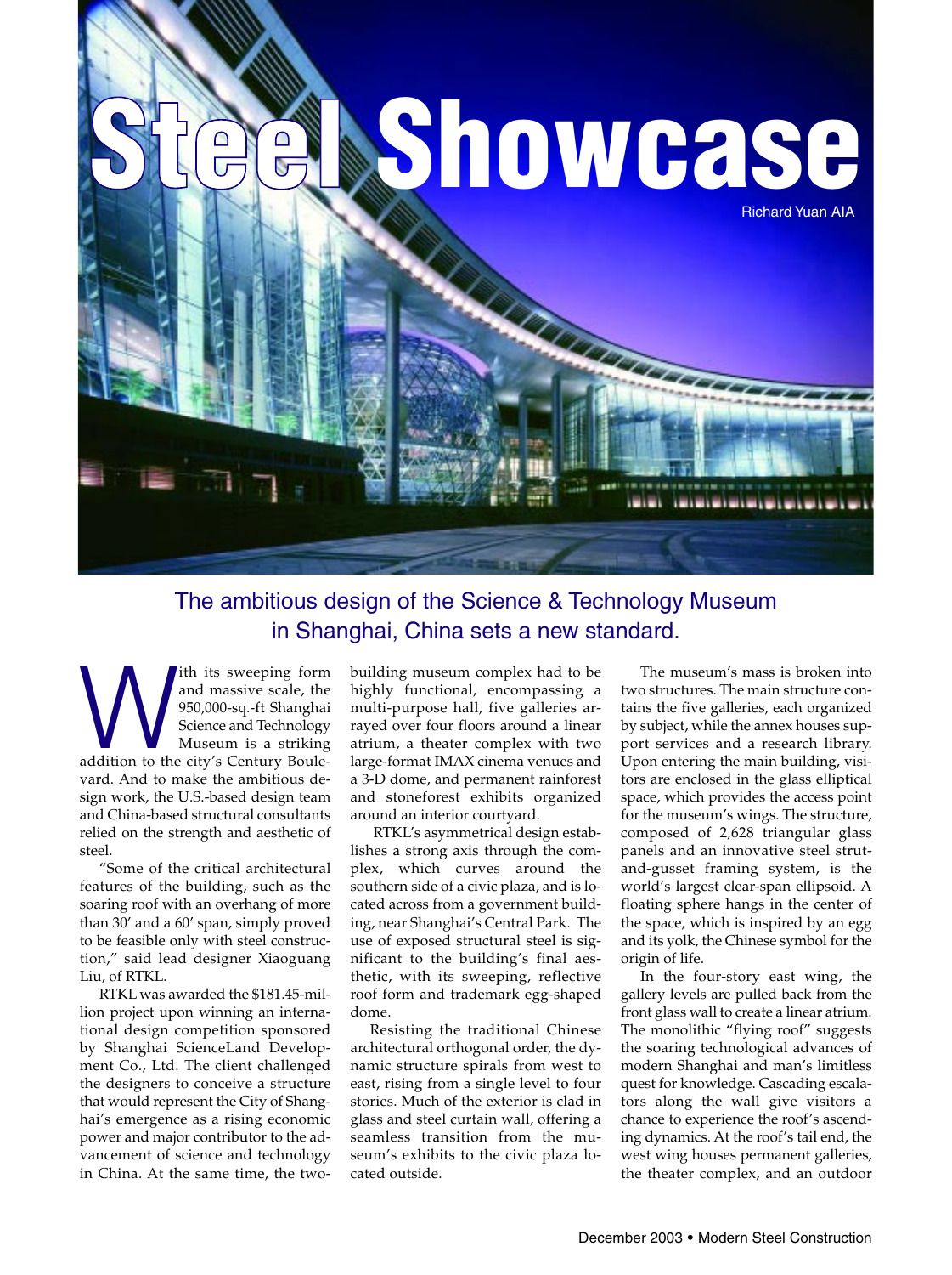# Steel Showcase

Richard Yuan AIA

## The ambitious design of the Science & Technology Museum in Shanghai, China sets a new standard.

With its sweeping form and massive scale, the 950,000-sq.-ft Shanghai Science and Technology Museum is a striking addition to the city's Century Boulevard. And to make the ambitious design work, the U.S.-based design team and China-based structural consultants relied on the strength and aesthetic of steel.

"Some of the critical architectural features of the building, such as the soaring roof with an overhang of more than 30′ and a 60′ span, simply proved to be feasible only with steel construction," said lead designer Xiaoguang Liu, of RTKL.

RTKL was awarded the $181.45-million project upon winning an international design competition sponsored by Shanghai ScienceLand Development Co., Ltd. The client challenged the designers to conceive a structure that would represent the City of Shanghai's emergence as a rising economic power and major contributor to the advancement of science and technology in China. At the same time, the two-building museum complex had to be highly functional, encompassing a multi-purpose hall, five galleries arrayed over four floors around a linear atrium, a theater complex with two large-format IMAX cinema venues and a 3-D dome, and permanent rainforest and stoneforest exhibits organized around an interior courtyard.

RTKL's asymmetrical design establishes a strong axis through the complex, which curves around the southern side of a civic plaza, and is located across from a government building, near Shanghai's Central Park. The use of exposed structural steel is significant to the building's final aesthetic, with its sweeping, reflective roof form and trademark egg-shaped dome.

Resisting the traditional Chinese architectural orthogonal order, the dynamic structure spirals from west to east, rising from a single level to four stories. Much of the exterior is clad in glass and steel curtain wall, offering a seamless transition from the museum's exhibits to the civic plaza located outside.

The museum's mass is broken into two structures. The main structure contains the five galleries, each organized by subject, while the annex houses support services and a research library. Upon entering the main building, visitors are enclosed in the glass elliptical space, which provides the access point for the museum's wings. The structure, composed of 2,628 triangular glass panels and an innovative steel strut-and-gusset framing system, is the world's largest clear-span ellipsoid. A floating sphere hangs in the center of the space, which is inspired by an egg and its yolk, the Chinese symbol for the origin of life.

In the four-story east wing, the gallery levels are pulled back from the front glass wall to create a linear atrium. The monolithic "flying roof" suggests the soaring technological advances of modern Shanghai and man's limitless quest for knowledge. Cascading escalators along the wall give visitors a chance to experience the roof's ascending dynamics. At the roof's tail end, the west wing houses permanent galleries, the theater complex, and an outdoor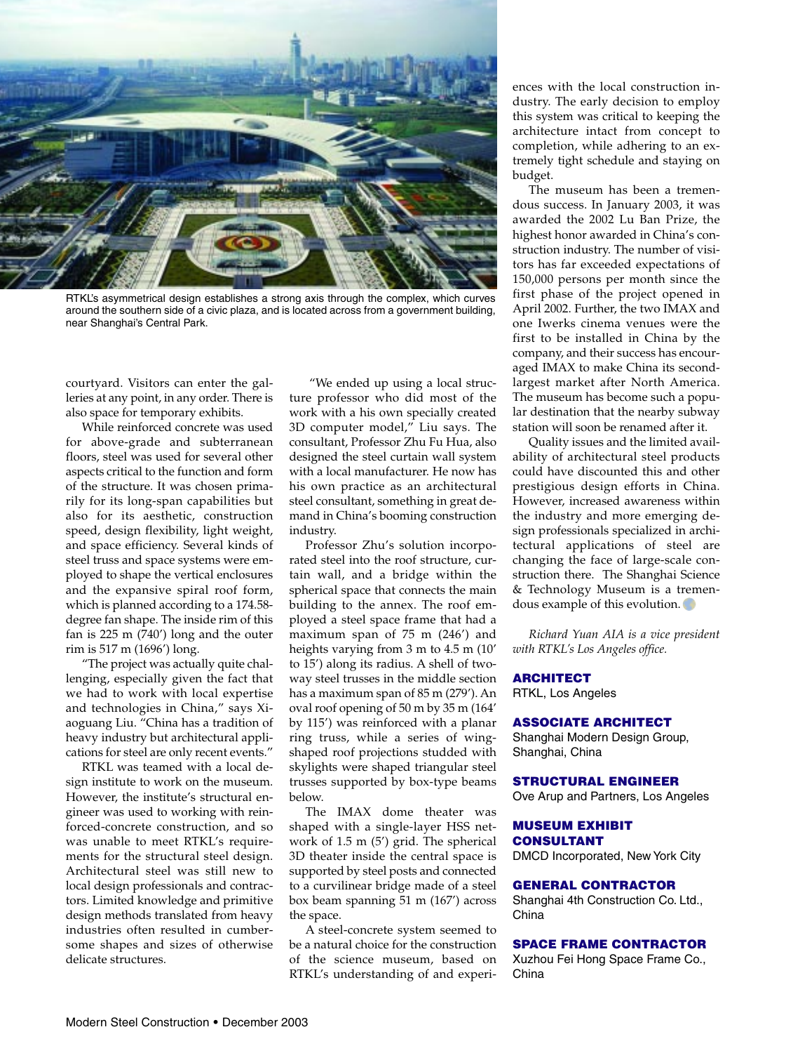RTKL's asymmetrical design establishes a strong axis through the complex, which curves around the southern side of a civic plaza, and is located across from a government building, near Shanghai's Central Park.

courtyard. Visitors can enter the galleries at any point, in any order. There is also space for temporary exhibits.

While reinforced concrete was used for above-grade and subterranean floors, steel was used for several other aspects critical to the function and form of the structure. It was chosen primarily for its long-span capabilities but also for its aesthetic, construction speed, design flexibility, light weight, and space efficiency. Several kinds of steel truss and space systems were employed to shape the vertical enclosures and the expansive spiral roof form, which is planned according to a 174.58-degree fan shape. The inside rim of this fan is 225 m (740′) long and the outer rim is 517 m (1696′) long.

"The project was actually quite challenging, especially given the fact that we had to work with local expertise and technologies in China," says Xiaoguang Liu. "China has a tradition of heavy industry but architectural applications for steel are only recent events."

RTKL was teamed with a local design institute to work on the museum. However, the institute's structural engineer was used to working with reinforced-concrete construction, and so was unable to meet RTKL's requirements for the structural steel design. Architectural steel was still new to local design professionals and contractors. Limited knowledge and primitive design methods translated from heavy industries often resulted in cumbersome shapes and sizes of otherwise delicate structures.

"We ended up using a local structure professor who did most of the work with a his own specially created 3D computer model," Liu says. The consultant, Professor Zhu Fu Hua, also designed the steel curtain wall system with a local manufacturer. He now has his own practice as an architectural steel consultant, something in great demand in China's booming construction industry.

Professor Zhu's solution incorporated steel into the roof structure, curtain wall, and a bridge within the spherical space that connects the main building to the annex. The roof employed a steel space frame that had a maximum span of 75 m (246′) and heights varying from 3 m to 4.5 m (10′ to 15′) along its radius. A shell of two-way steel trusses in the middle section has a maximum span of 85 m (279′). An oval roof opening of 50 m by 35 m (164′ by 115′) was reinforced with a planar ring truss, while a series of wing-shaped roof projections studded with skylights were shaped triangular steel trusses supported by box-type beams below.

The IMAX dome theater was shaped with a single-layer HSS network of 1.5 m (5′) grid. The spherical 3D theater inside the central space is supported by steel posts and connected to a curvilinear bridge made of a steel box beam spanning 51 m (167′) across the space.

A steel-concrete system seemed to be a natural choice for the construction of the science museum, based on RTKL's understanding of and experiences with the local construction industry. The early decision to employ this system was critical to keeping the architecture intact from concept to completion, while adhering to an extremely tight schedule and staying on budget.

The museum has been a tremendous success. In January 2003, it was awarded the 2002 Lu Ban Prize, the highest honor awarded in China's construction industry. The number of visitors has far exceeded expectations of 150,000 persons per month since the first phase of the project opened in April 2002. Further, the two IMAX and one Iwerks cinema venues were the first to be installed in China by the company, and their success has encouraged IMAX to make China its second-largest market after North America. The museum has become such a popular destination that the nearby subway station will soon be renamed after it.

Quality issues and the limited availability of architectural steel products could have discounted this and other prestigious design efforts in China. However, increased awareness within the industry and more emerging design professionals specialized in architectural applications of steel are changing the face of large-scale construction there. The Shanghai Science & Technology Museum is a tremendous example of this evolution.

*Richard Yuan AIA is a vice president with RTKL's Los Angeles office.*

**ARCHITECT**
RTKL, Los Angeles

**ASSOCIATE ARCHITECT**
Shanghai Modern Design Group, Shanghai, China

**STRUCTURAL ENGINEER**
Ove Arup and Partners, Los Angeles

**MUSEUM EXHIBIT CONSULTANT**
DMCD Incorporated, New York City

**GENERAL CONTRACTOR**
Shanghai 4th Construction Co. Ltd., China

**SPACE FRAME CONTRACTOR**
Xuzhou Fei Hong Space Frame Co., China